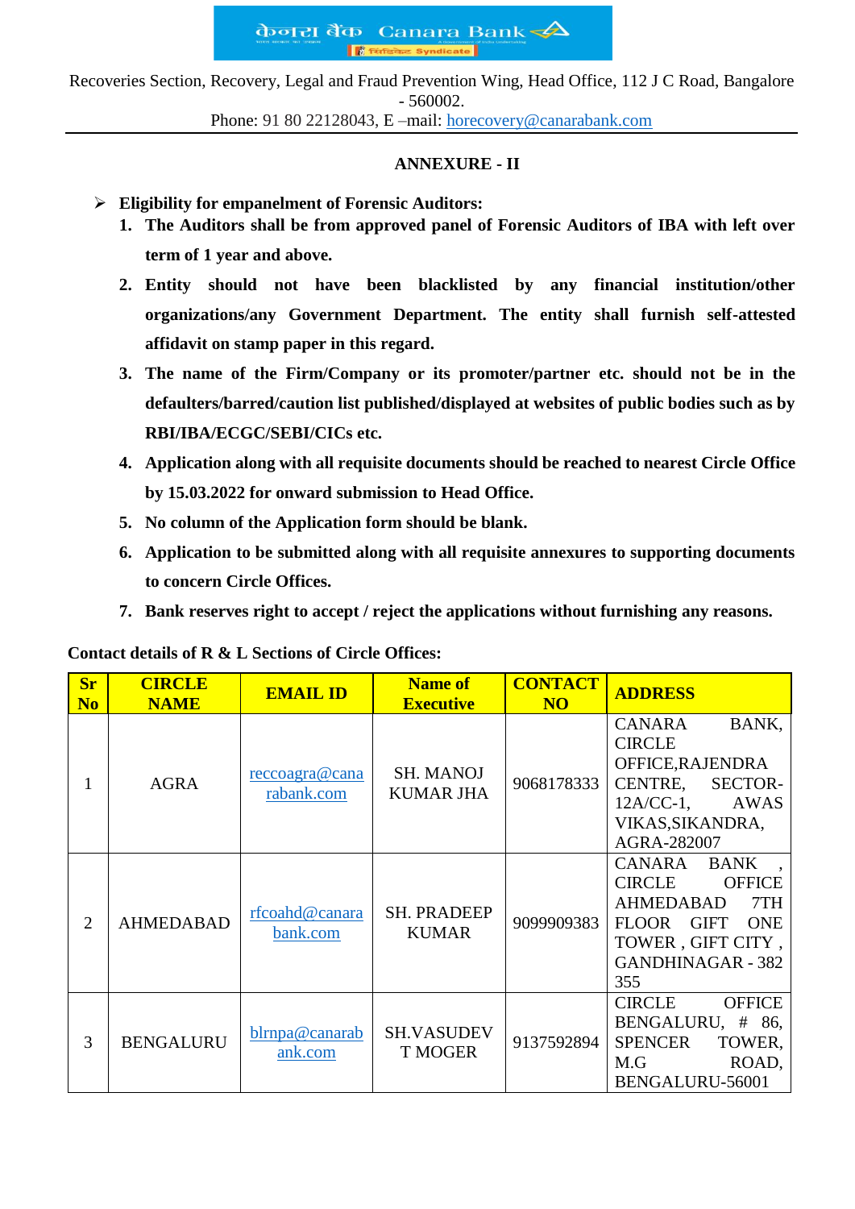केनरा बैंक Canara Bank

Recoveries Section, Recovery, Legal and Fraud Prevention Wing, Head Office, 112 J C Road, Bangalore - 560002.
Phone: 91 80 22128043, E –mail: horecovery@canarabank.com

## ANNEXURE - II

- **Eligibility for empanelment of Forensic Auditors:**
  1. **The Auditors shall be from approved panel of Forensic Auditors of IBA with left over term of 1 year and above.**
  2. **Entity should not have been blacklisted by any financial institution/other organizations/any Government Department. The entity shall furnish self-attested affidavit on stamp paper in this regard.**
  3. **The name of the Firm/Company or its promoter/partner etc. should not be in the defaulters/barred/caution list published/displayed at websites of public bodies such as by RBI/IBA/ECGC/SEBI/CICs etc.**
  4. **Application along with all requisite documents should be reached to nearest Circle Office by 15.03.2022 for onward submission to Head Office.**
  5. **No column of the Application form should be blank.**
  6. **Application to be submitted along with all requisite annexures to supporting documents to concern Circle Offices.**
  7. **Bank reserves right to accept / reject the applications without furnishing any reasons.**

**Contact details of R & L Sections of Circle Offices:**

| Sr No | CIRCLE NAME | EMAIL ID | Name of Executive | CONTACT NO | ADDRESS |
|---|---|---|---|---|---|
| 1 | AGRA | reccoagra@canarabank.com | SH. MANOJ KUMAR JHA | 9068178333 | CANARA BANK, CIRCLE OFFICE,RAJENDRA CENTRE, SECTOR-12A/CC-1, AWAS VIKAS,SIKANDRA, AGRA-282007 |
| 2 | AHMEDABAD | rfcoahd@canarabank.com | SH. PRADEEP KUMAR | 9099909383 | CANARA BANK , CIRCLE OFFICE AHMEDABAD 7TH FLOOR GIFT ONE TOWER , GIFT CITY , GANDHINAGAR - 382 355 |
| 3 | BENGALURU | blrnpa@canarabank.com | SH.VASUDEV T MOGER | 9137592894 | CIRCLE OFFICE BENGALURU, # 86, SPENCER TOWER, M.G ROAD, BENGALURU-56001 |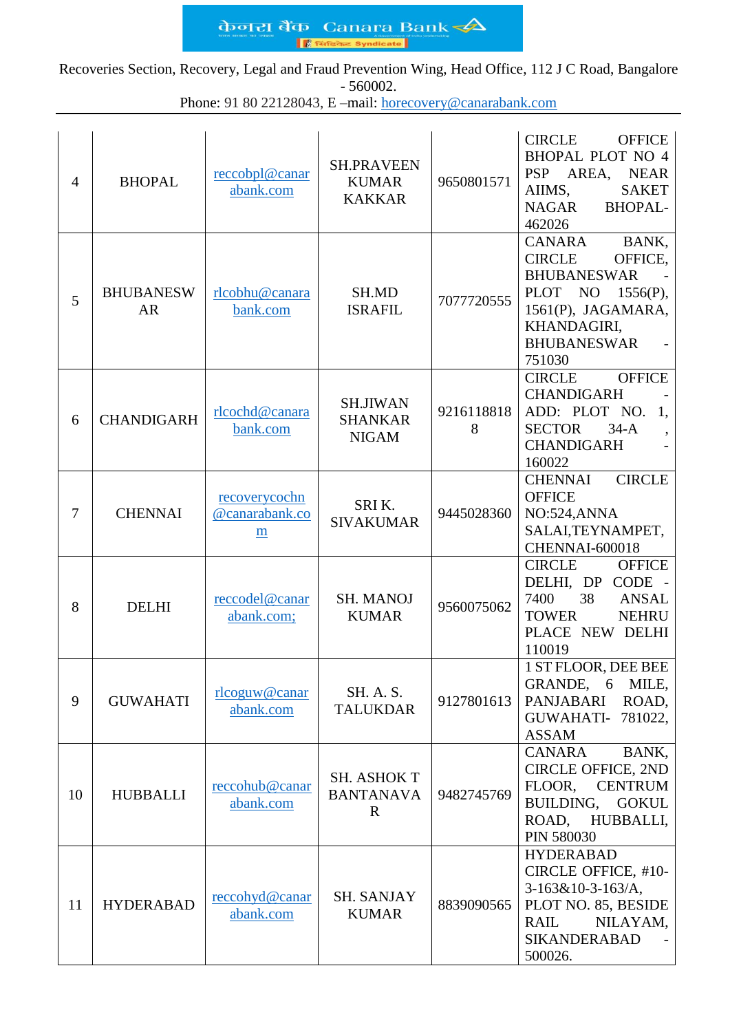Recoveries Section, Recovery, Legal and Fraud Prevention Wing, Head Office, 112 J C Road, Bangalore - 560002.

Phone: 91 80 22128043, E –mail: horecovery@canarabank.com

| | | | | | |
|---|---|---|---|---|---|
| 4 | BHOPAL | reccobpl@canarabank.com | SH.PRAVEEN KUMAR KAKKAR | 9650801571 | CIRCLE OFFICE BHOPAL PLOT NO 4 PSP AREA, NEAR AIIMS, SAKET NAGAR BHOPAL-462026 |
| 5 | BHUBANESWAR | rlcobhu@canarabank.com | SH.MD ISRAFIL | 7077720555 | CANARA BANK, CIRCLE OFFICE, BHUBANESWAR - PLOT NO 1556(P), 1561(P), JAGAMARA, KHANDAGIRI, BHUBANESWAR - 751030 |
| 6 | CHANDIGARH | rlcochd@canarabank.com | SH.JIWAN SHANKAR NIGAM | 92161188188 | CIRCLE OFFICE CHANDIGARH - ADD: PLOT NO. 1, SECTOR 34-A , CHANDIGARH - 160022 |
| 7 | CHENNAI | recoverycochn@canarabank.com | SRI K. SIVAKUMAR | 9445028360 | CHENNAI CIRCLE OFFICE NO:524,ANNA SALAI,TEYNAMPET, CHENNAI-600018 |
| 8 | DELHI | reccodel@canarabank.com; | SH. MANOJ KUMAR | 9560075062 | CIRCLE OFFICE DELHI, DP CODE - 7400 38 ANSAL TOWER NEHRU PLACE NEW DELHI 110019 |
| 9 | GUWAHATI | rlcoguw@canarabank.com | SH. A. S. TALUKDAR | 9127801613 | 1 ST FLOOR, DEE BEE GRANDE, 6 MILE, PANJABARI ROAD, GUWAHATI- 781022, ASSAM |
| 10 | HUBBALLI | reccohub@canarabank.com | SH. ASHOK T BANTANAVAR | 9482745769 | CANARA BANK, CIRCLE OFFICE, 2ND FLOOR, CENTRUM BUILDING, GOKUL ROAD, HUBBALLI, PIN 580030 |
| 11 | HYDERABAD | reccohyd@canarabank.com | SH. SANJAY KUMAR | 8839090565 | HYDERABAD CIRCLE OFFICE, #10-3-163&10-3-163/A, PLOT NO. 85, BESIDE RAIL NILAYAM, SIKANDERABAD - 500026. |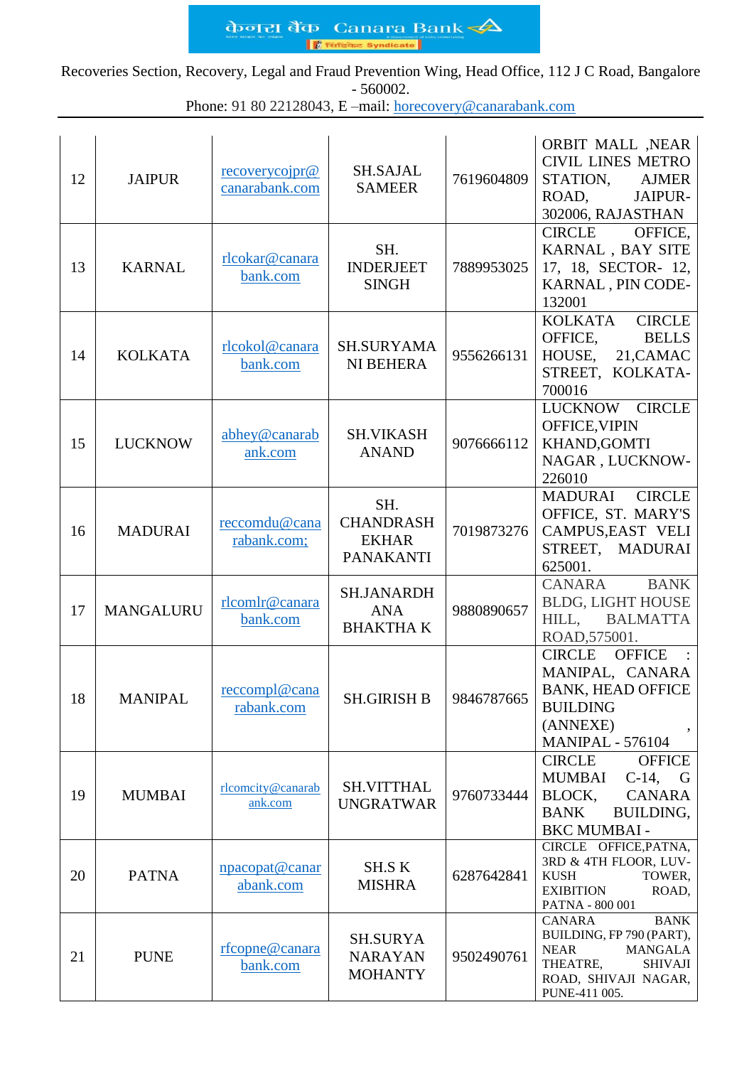Canara Bank

Recoveries Section, Recovery, Legal and Fraud Prevention Wing, Head Office, 112 J C Road, Bangalore - 560002.
Phone: 91 80 22128043, E –mail: horecovery@canarabank.com

| | | | | | |
|---|---|---|---|---|---|
| 12 | JAIPUR | recoverycojpr@canarabank.com | SH.SAJAL SAMEER | 7619604809 | ORBIT MALL ,NEAR CIVIL LINES METRO STATION, AJMER ROAD, JAIPUR-302006, RAJASTHAN |
| 13 | KARNAL | rlcokar@canarabank.com | SH. INDERJEET SINGH | 7889953025 | CIRCLE OFFICE, KARNAL , BAY SITE 17, 18, SECTOR- 12, KARNAL , PIN CODE-132001 |
| 14 | KOLKATA | rlcokol@canarabank.com | SH.SURYAMANI BEHERA | 9556266131 | KOLKATA CIRCLE OFFICE, BELLS HOUSE, 21,CAMAC STREET, KOLKATA-700016 |
| 15 | LUCKNOW | abhey@canarabank.com | SH.VIKASH ANAND | 9076666112 | LUCKNOW CIRCLE OFFICE,VIPIN KHAND,GOMTI NAGAR , LUCKNOW-226010 |
| 16 | MADURAI | reccomdu@canarabank.com; | SH. CHANDRASHEKHAR PANAKANTI | 7019873276 | MADURAI CIRCLE OFFICE, ST. MARY'S CAMPUS,EAST VELI STREET, MADURAI 625001. |
| 17 | MANGALURU | rlcomlr@canarabank.com | SH.JANARDHANA BHAKTHA K | 9880890657 | CANARA BANK BLDG, LIGHT HOUSE HILL, BALMATTA ROAD,575001. |
| 18 | MANIPAL | reccompl@canarabank.com | SH.GIRISH B | 9846787665 | CIRCLE OFFICE : MANIPAL, CANARA BANK, HEAD OFFICE BUILDING (ANNEXE) , MANIPAL - 576104 |
| 19 | MUMBAI | rlcomcity@canarabank.com | SH.VITTHAL UNGRATWAR | 9760733444 | CIRCLE OFFICE MUMBAI C-14, G BLOCK, CANARA BANK BUILDING, BKC MUMBAI - |
| 20 | PATNA | npacopat@canarabank.com | SH.S K MISHRA | 6287642841 | CIRCLE OFFICE,PATNA, 3RD & 4TH FLOOR, LUV-KUSH TOWER, EXIBITION ROAD, PATNA - 800 001 |
| 21 | PUNE | rfcopne@canarabank.com | SH.SURYA NARAYAN MOHANTY | 9502490761 | CANARA BANK BUILDING, FP 790 (PART), NEAR MANGALA THEATRE, SHIVAJI ROAD, SHIVAJI NAGAR, PUNE-411 005. |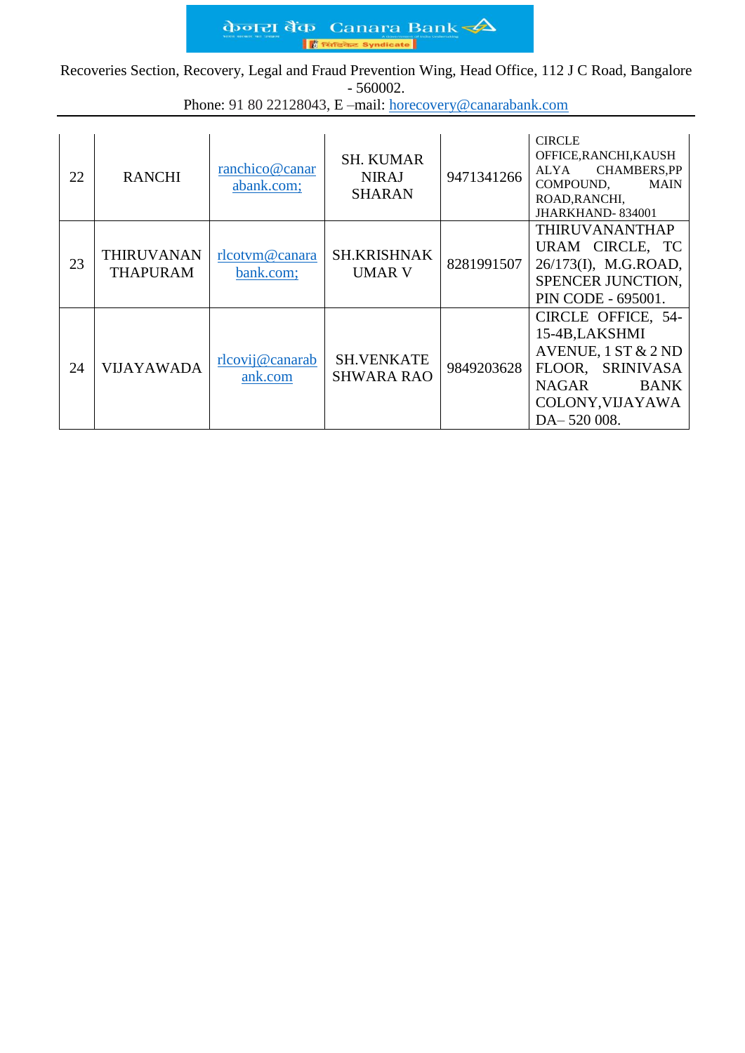Recoveries Section, Recovery, Legal and Fraud Prevention Wing, Head Office, 112 J C Road, Bangalore - 560002.
Phone: 91 80 22128043, E –mail: horecovery@canarabank.com

| 22 | RANCHI | ranchico@canarabank.com; | SH. KUMAR NIRAJ SHARAN | 9471341266 | CIRCLE OFFICE,RANCHI,KAUSHALYA CHAMBERS,PP COMPOUND, MAIN ROAD,RANCHI, JHARKHAND- 834001 |
|---|---|---|---|---|---|
| 23 | THIRUVANANTHAPURAM | rlcotvm@canarabank.com; | SH.KRISHNAKUMAR V | 8281991507 | THIRUVANANTHAPURAM CIRCLE, TC 26/173(I), M.G.ROAD, SPENCER JUNCTION, PIN CODE - 695001. |
| 24 | VIJAYAWADA | rlcovij@canarabank.com | SH.VENKATESHWARA RAO | 9849203628 | CIRCLE OFFICE, 54-15-4B,LAKSHMI AVENUE, 1 ST & 2 ND FLOOR, SRINIVASA NAGAR BANK COLONY,VIJAYAWADA– 520 008. |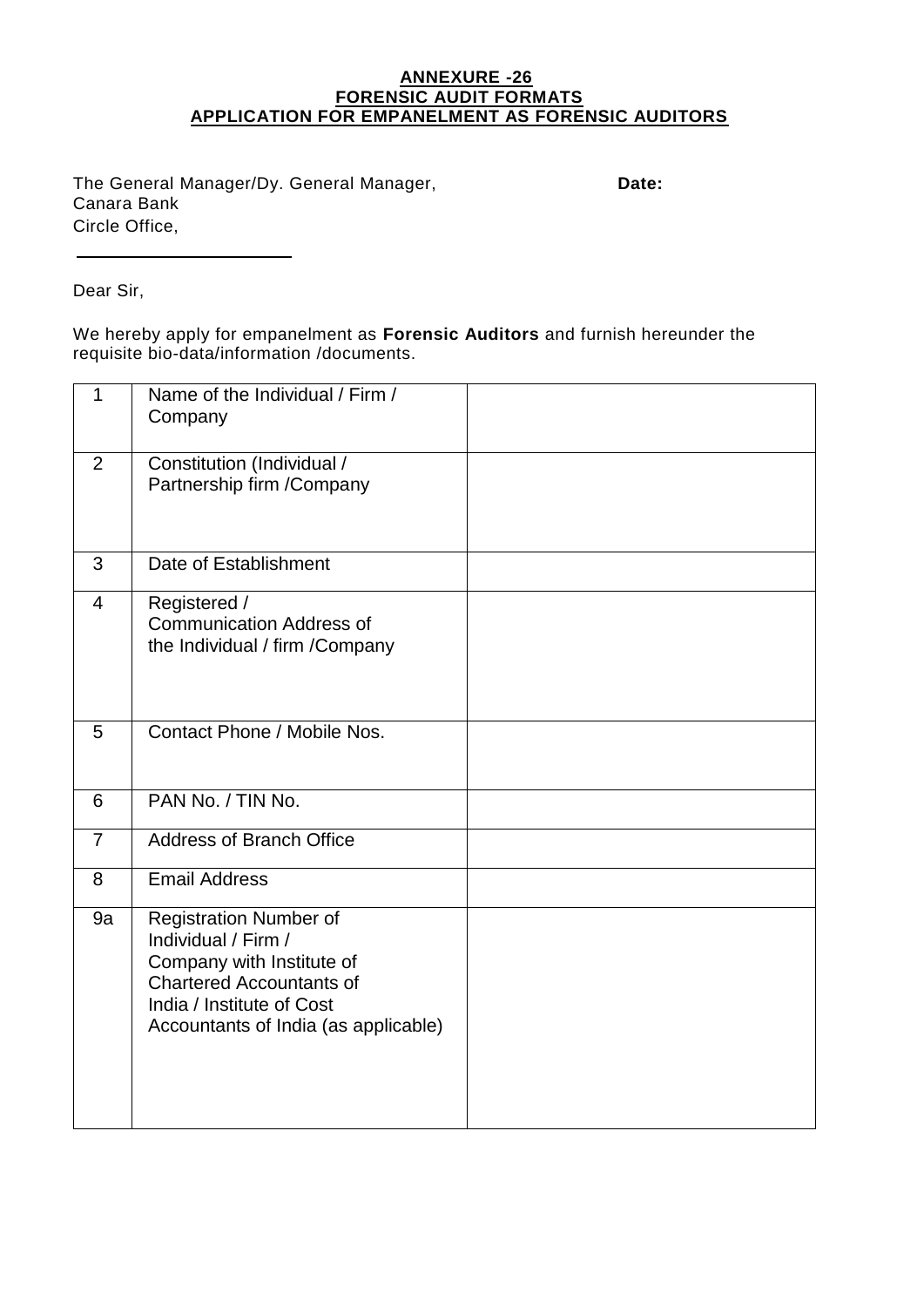**ANNEXURE -26**
**FORENSIC AUDIT FORMATS**
**APPLICATION FOR EMPANELMENT AS FORENSIC AUDITORS**

The General Manager/Dy. General Manager, **Date:**
Canara Bank
Circle Office,

\_\_\_\_\_\_\_\_\_\_\_\_\_\_\_\_\_\_\_\_\_\_

Dear Sir,

We hereby apply for empanelment as **Forensic Auditors** and furnish hereunder the requisite bio-data/information /documents.

| | | |
|---|---|---|
| 1 | Name of the Individual / Firm / Company | |
| 2 | Constitution (Individual / Partnership firm /Company | |
| 3 | Date of Establishment | |
| 4 | Registered / Communication Address of the Individual / firm /Company | |
| 5 | Contact Phone / Mobile Nos. | |
| 6 | PAN No. / TIN No. | |
| 7 | Address of Branch Office | |
| 8 | Email Address | |
| 9a | Registration Number of Individual / Firm / Company with Institute of Chartered Accountants of India / Institute of Cost Accountants of India (as applicable) | |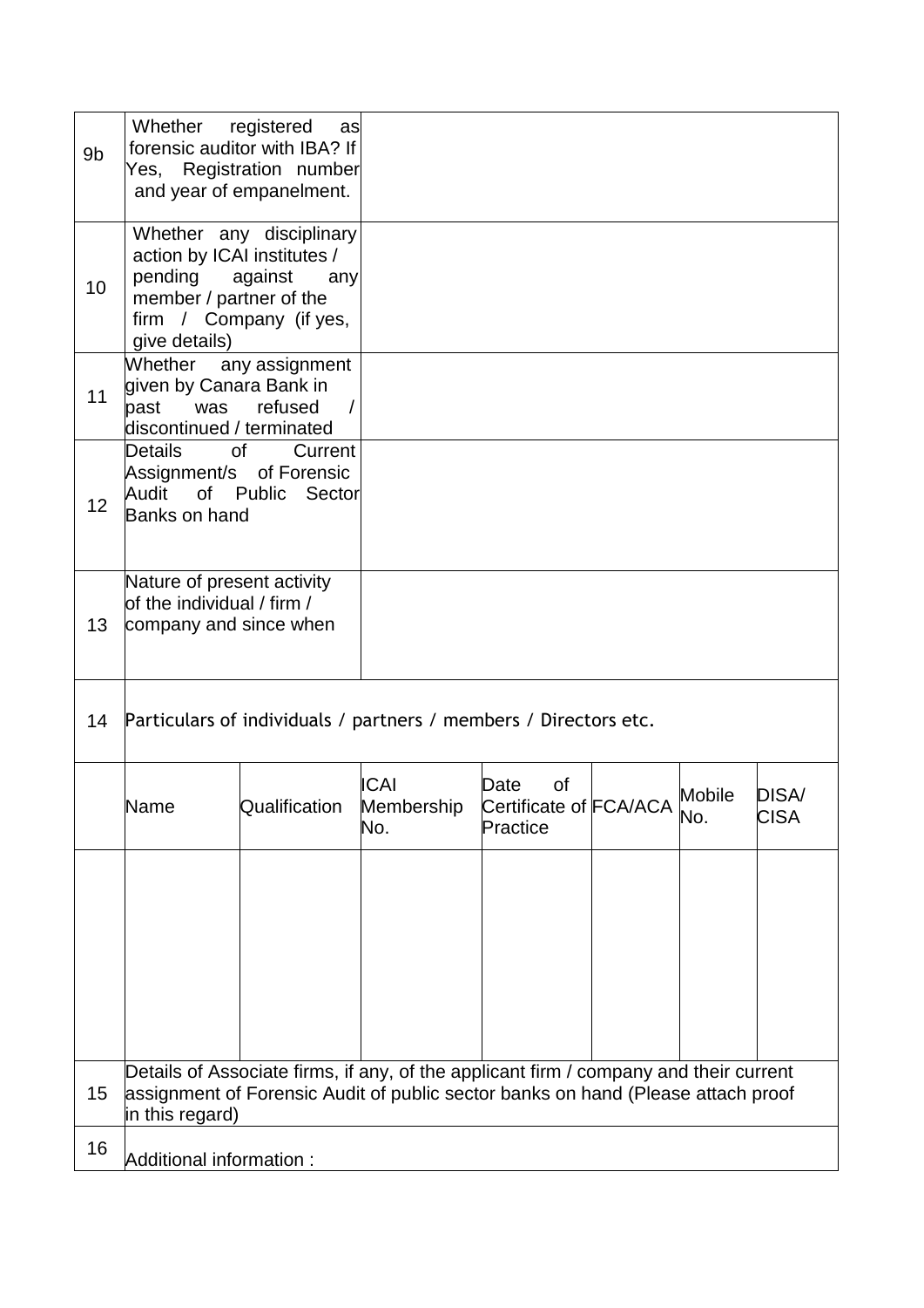| | | |
|---|---|---|
| 9b | Whether registered as forensic auditor with IBA? If Yes, Registration number and year of empanelment. | |
| 10 | Whether any disciplinary action by ICAI institutes / pending against any member / partner of the firm / Company (if yes, give details) | |
| 11 | Whether any assignment given by Canara Bank in past was refused / discontinued / terminated | |
| 12 | Details of Current Assignment/s of Forensic Audit of Public Sector Banks on hand | |
| 13 | Nature of present activity of the individual / firm / company and since when | |

| 14 | Particulars of individuals / partners / members / Directors etc. | | | | | | |
|---|---|---|---|---|---|---|---|
| | Name | Qualification | ICAI Membership No. | Date of Certificate of Practice | FCA/ACA | Mobile No. | DISA/ CISA |
| | | | | | | | |

| | |
|---|---|
| 15 | Details of Associate firms, if any, of the applicant firm / company and their current assignment of Forensic Audit of public sector banks on hand (Please attach proof in this regard) |
| 16 | Additional information : |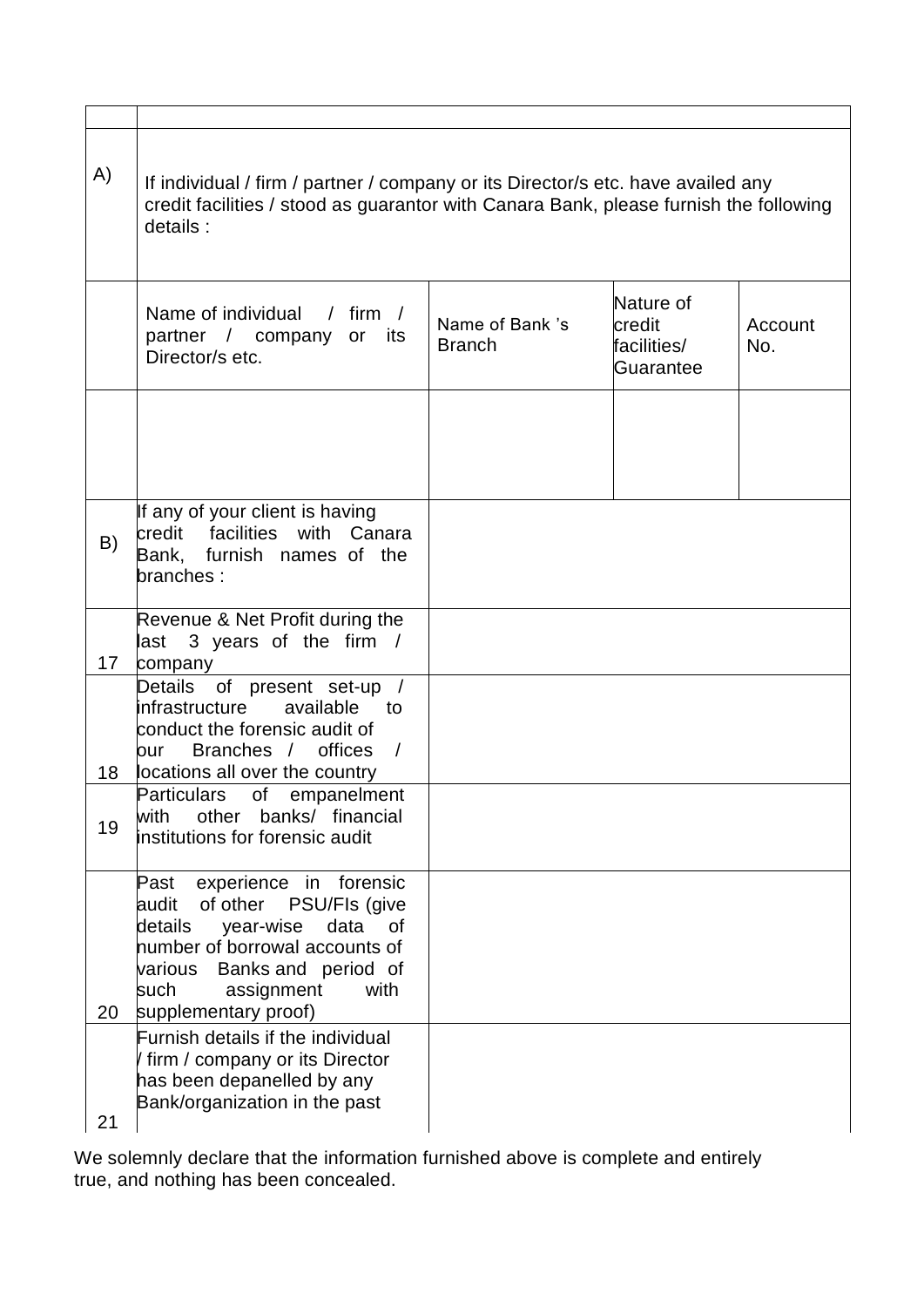| | | | | |
|---|---|---|---|---|
| A) | If individual / firm / partner / company or its Director/s etc. have availed any credit facilities / stood as guarantor with Canara Bank, please furnish the following details : | | | |
| | Name of individual / firm / partner / company or its Director/s etc. | Name of Bank 's Branch | Nature of credit facilities/ Guarantee | Account No. |
| | | | | |
| B) | If any of your client is having credit facilities with Canara Bank, furnish names of the branches : | | | |
| 17 | Revenue & Net Profit during the last 3 years of the firm / company | | | |
| 18 | Details of present set-up / infrastructure available to conduct the forensic audit of our Branches / offices / locations all over the country | | | |
| 19 | Particulars of empanelment with other banks/ financial institutions for forensic audit | | | |
| 20 | Past experience in forensic audit of other PSU/FIs (give details year-wise data of number of borrowal accounts of various Banks and period of such assignment with supplementary proof) | | | |
| 21 | Furnish details if the individual / firm / company or its Director has been depanelled by any Bank/organization in the past | | | |

We solemnly declare that the information furnished above is complete and entirely true, and nothing has been concealed.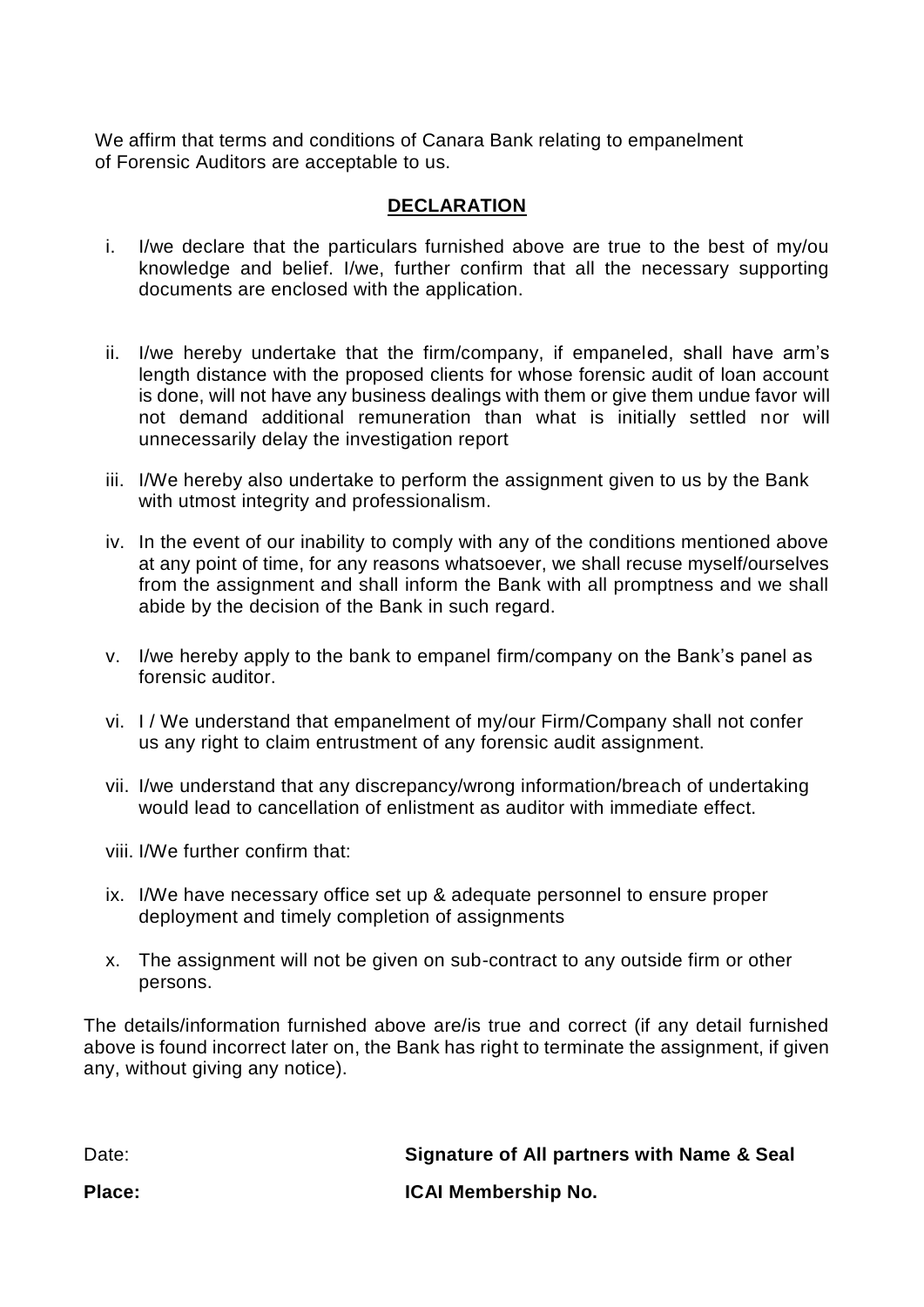We affirm that terms and conditions of Canara Bank relating to empanelment of Forensic Auditors are acceptable to us.

## DECLARATION

i. I/we declare that the particulars furnished above are true to the best of my/ou knowledge and belief. I/we, further confirm that all the necessary supporting documents are enclosed with the application.

ii. I/we hereby undertake that the firm/company, if empaneled, shall have arm's length distance with the proposed clients for whose forensic audit of loan account is done, will not have any business dealings with them or give them undue favor will not demand additional remuneration than what is initially settled nor will unnecessarily delay the investigation report

iii. I/We hereby also undertake to perform the assignment given to us by the Bank with utmost integrity and professionalism.

iv. In the event of our inability to comply with any of the conditions mentioned above at any point of time, for any reasons whatsoever, we shall recuse myself/ourselves from the assignment and shall inform the Bank with all promptness and we shall abide by the decision of the Bank in such regard.

v. I/we hereby apply to the bank to empanel firm/company on the Bank's panel as forensic auditor.

vi. I / We understand that empanelment of my/our Firm/Company shall not confer us any right to claim entrustment of any forensic audit assignment.

vii. I/we understand that any discrepancy/wrong information/breach of undertaking would lead to cancellation of enlistment as auditor with immediate effect.

viii. I/We further confirm that:

ix. I/We have necessary office set up & adequate personnel to ensure proper deployment and timely completion of assignments

x. The assignment will not be given on sub-contract to any outside firm or other persons.

The details/information furnished above are/is true and correct (if any detail furnished above is found incorrect later on, the Bank has right to terminate the assignment, if given any, without giving any notice).

Date: **Signature of All partners with Name & Seal**

**Place:** **ICAI Membership No.**